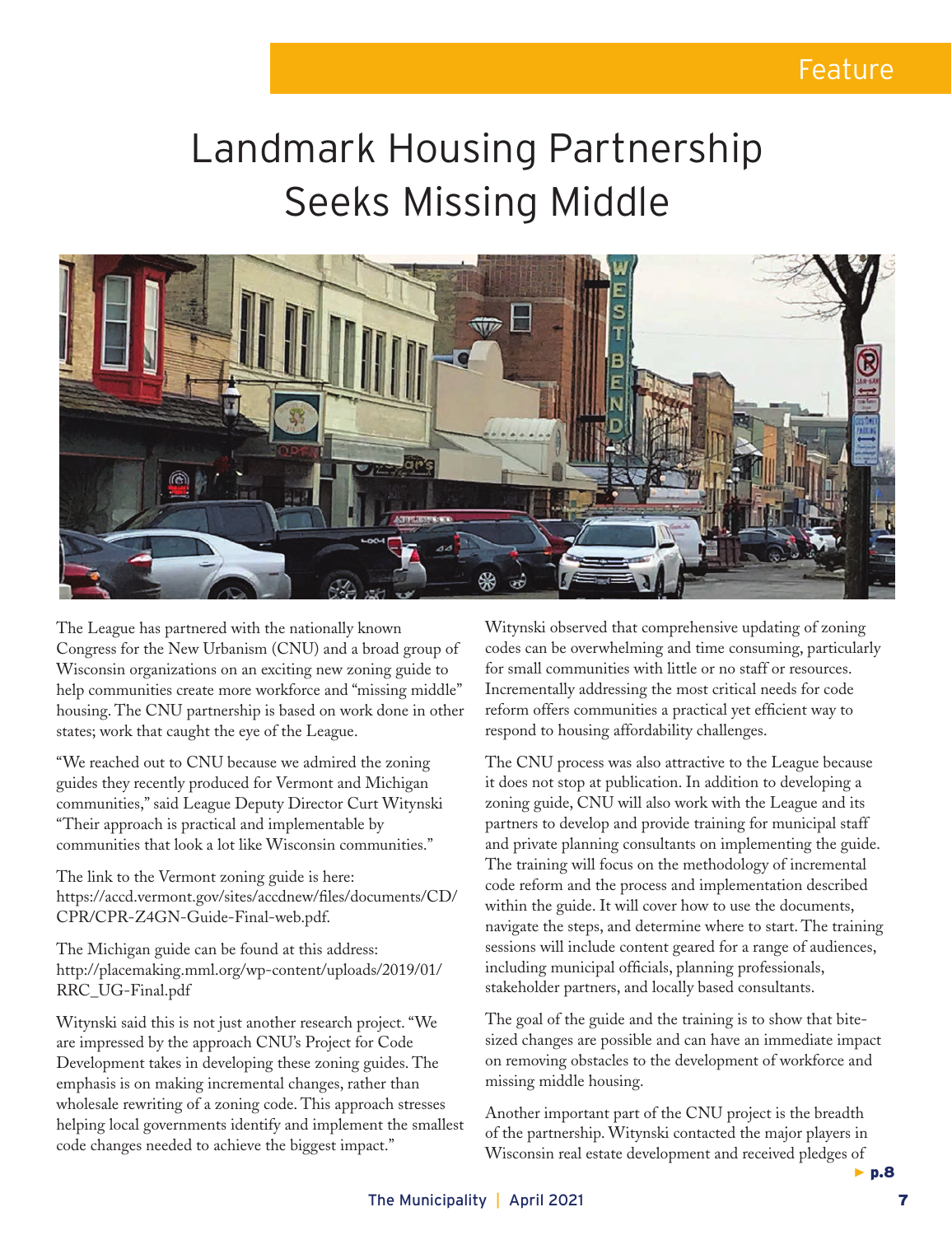Feature

# Landmark Housing Partnership Seeks Missing Middle

The League has partnered with the nationally known Congress for the New Urbanism (CNU) and a broad group of Wisconsin organizations on an exciting new zoning guide to help communities create more workforce and "missing middle" housing. The CNU partnership is based on work done in other states; work that caught the eye of the League.

"We reached out to CNU because we admired the zoning guides they recently produced for Vermont and Michigan communities," said League Deputy Director Curt Witynski "Their approach is practical and implementable by communities that look a lot like Wisconsin communities."

The link to the Vermont zoning guide is here: https://accd.vermont.gov/sites/accdnew/files/documents/CD/CPR/CPR-Z4GN-Guide-Final-web.pdf.

The Michigan guide can be found at this address: http://placemaking.mml.org/wp-content/uploads/2019/01/RRC_UG-Final.pdf

Witynski said this is not just another research project. "We are impressed by the approach CNU's Project for Code Development takes in developing these zoning guides. The emphasis is on making incremental changes, rather than wholesale rewriting of a zoning code. This approach stresses helping local governments identify and implement the smallest code changes needed to achieve the biggest impact."

Witynski observed that comprehensive updating of zoning codes can be overwhelming and time consuming, particularly for small communities with little or no staff or resources. Incrementally addressing the most critical needs for code reform offers communities a practical yet efficient way to respond to housing affordability challenges.

The CNU process was also attractive to the League because it does not stop at publication. In addition to developing a zoning guide, CNU will also work with the League and its partners to develop and provide training for municipal staff and private planning consultants on implementing the guide. The training will focus on the methodology of incremental code reform and the process and implementation described within the guide. It will cover how to use the documents, navigate the steps, and determine where to start. The training sessions will include content geared for a range of audiences, including municipal officials, planning professionals, stakeholder partners, and locally based consultants.

The goal of the guide and the training is to show that bite-sized changes are possible and can have an immediate impact on removing obstacles to the development of workforce and missing middle housing.

Another important part of the CNU project is the breadth of the partnership. Witynski contacted the major players in Wisconsin real estate development and received pledges of

► p.8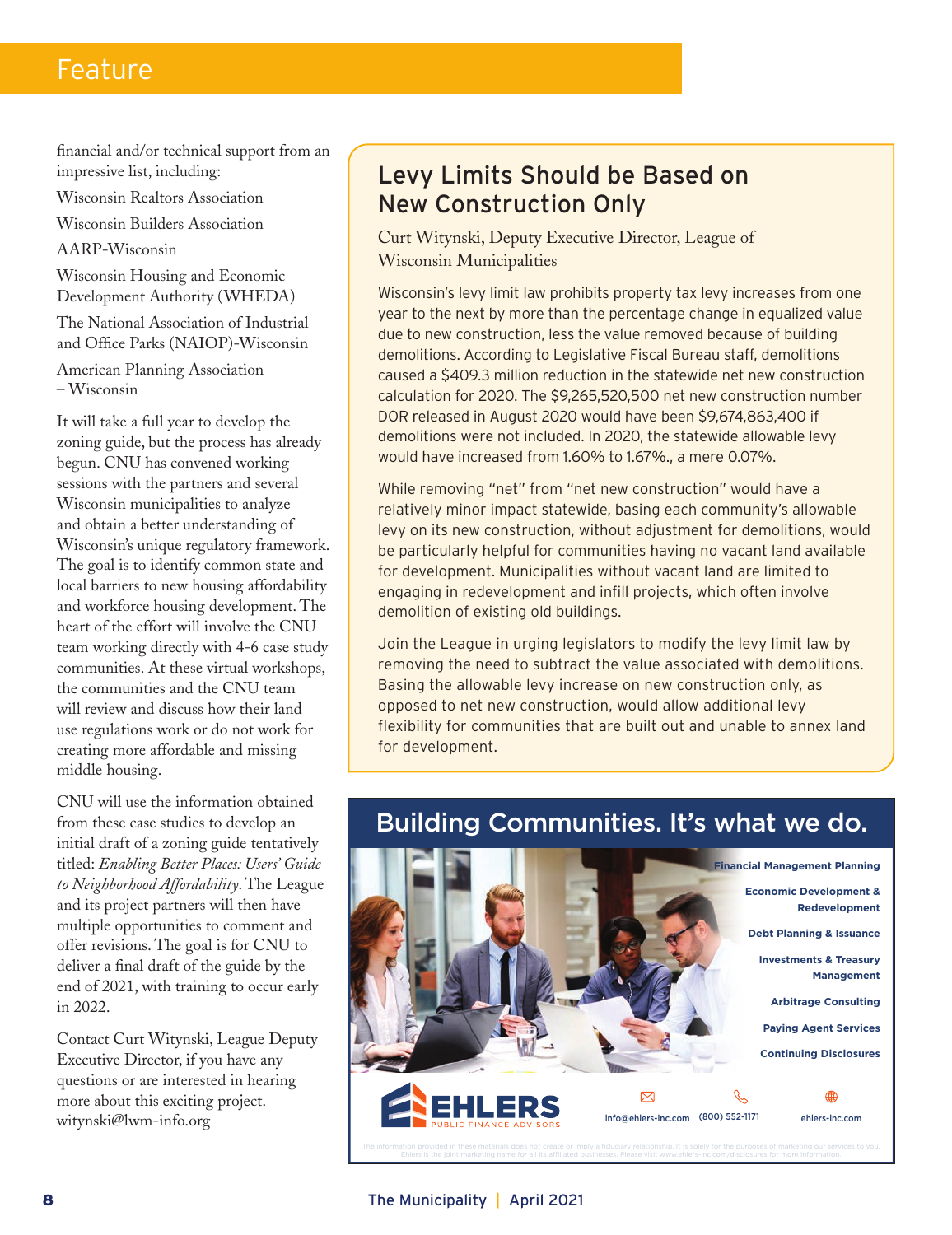financial and/or technical support from an impressive list, including:

Wisconsin Realtors Association

Wisconsin Builders Association

AARP-Wisconsin

Wisconsin Housing and Economic Development Authority (WHEDA)

The National Association of Industrial and Office Parks (NAIOP)-Wisconsin

American Planning Association – Wisconsin

It will take a full year to develop the zoning guide, but the process has already begun. CNU has convened working sessions with the partners and several Wisconsin municipalities to analyze and obtain a better understanding of Wisconsin's unique regulatory framework. The goal is to identify common state and local barriers to new housing affordability and workforce housing development. The heart of the effort will involve the CNU team working directly with 4-6 case study communities. At these virtual workshops, the communities and the CNU team will review and discuss how their land use regulations work or do not work for creating more affordable and missing middle housing.

CNU will use the information obtained from these case studies to develop an initial draft of a zoning guide tentatively titled: *Enabling Better Places: Users' Guide to Neighborhood Affordability*. The League and its project partners will then have multiple opportunities to comment and offer revisions. The goal is for CNU to deliver a final draft of the guide by the end of 2021, with training to occur early in 2022.

Contact Curt Witynski, League Deputy Executive Director, if you have any questions or are interested in hearing more about this exciting project. witynski@lwm-info.org

## Levy Limits Should be Based on New Construction Only

Curt Witynski, Deputy Executive Director, League of Wisconsin Municipalities

Wisconsin's levy limit law prohibits property tax levy increases from one year to the next by more than the percentage change in equalized value due to new construction, less the value removed because of building demolitions. According to Legislative Fiscal Bureau staff, demolitions caused a $409.3 million reduction in the statewide net new construction calculation for 2020. The $9,265,520,500 net new construction number DOR released in August 2020 would have been $9,674,863,400 if demolitions were not included. In 2020, the statewide allowable levy would have increased from 1.60% to 1.67%., a mere 0.07%.

While removing "net" from "net new construction" would have a relatively minor impact statewide, basing each community's allowable levy on its new construction, without adjustment for demolitions, would be particularly helpful for communities having no vacant land available for development. Municipalities without vacant land are limited to engaging in redevelopment and infill projects, which often involve demolition of existing old buildings.

Join the League in urging legislators to modify the levy limit law by removing the need to subtract the value associated with demolitions. Basing the allowable levy increase on new construction only, as opposed to net new construction, would allow additional levy flexibility for communities that are built out and unable to annex land for development.

## Building Communities. It's what we do.

Financial Management Planning

Economic Development & Redevelopment

Debt Planning & Issuance

Investments & Treasury Management

Arbitrage Consulting

Paying Agent Services

Continuing Disclosures

EHLERS PUBLIC FINANCE ADVISORS

info@ehlers-inc.com (800) 552-1171 ehlers-inc.com

The information provided in these materials does not create or imply a fiduciary relationship. It is solely for the purposes of marketing our services to you. Ehlers is the joint marketing name for all its affiliated businesses. Please visit www.ehlers-inc.com/disclosures for more information.